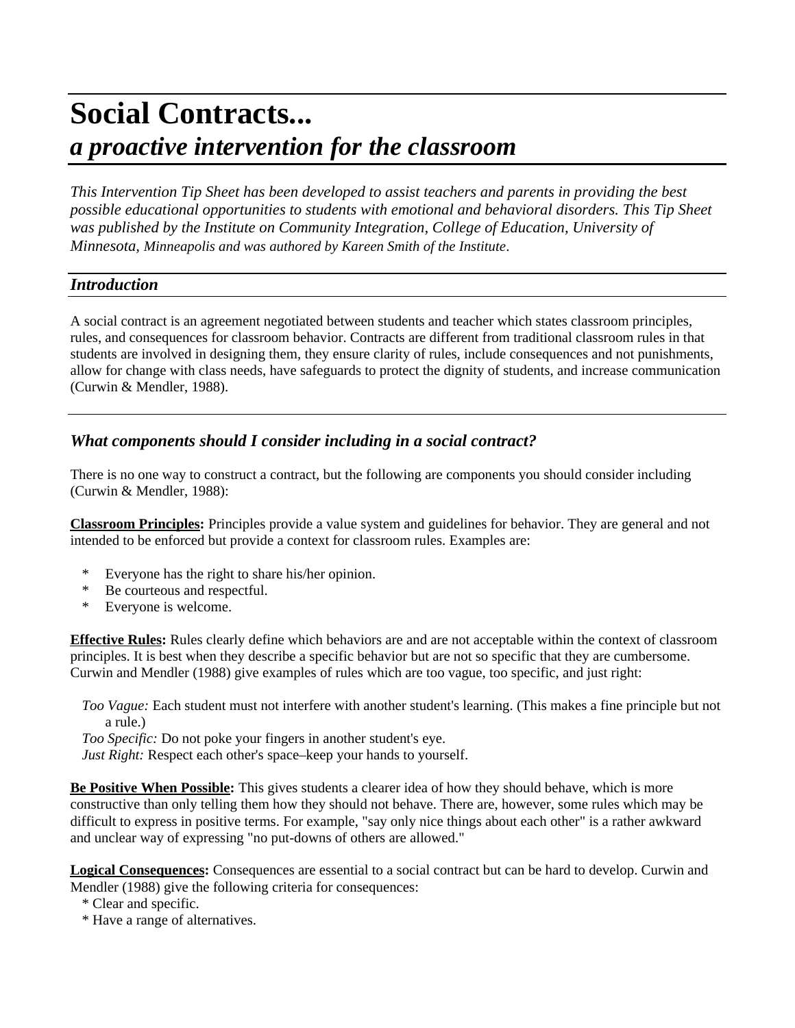# Social Contracts...
## *a proactive intervention for the classroom*

*This Intervention Tip Sheet has been developed to assist teachers and parents in providing the best possible educational opportunities to students with emotional and behavioral disorders. This Tip Sheet was published by the Institute on Community Integration, College of Education, University of Minnesota, Minneapolis and was authored by Kareen Smith of the Institute.*

### *Introduction*

A social contract is an agreement negotiated between students and teacher which states classroom principles, rules, and consequences for classroom behavior. Contracts are different from traditional classroom rules in that students are involved in designing them, they ensure clarity of rules, include consequences and not punishments, allow for change with class needs, have safeguards to protect the dignity of students, and increase communication (Curwin & Mendler, 1988).

### *What components should I consider including in a social contract?*

There is no one way to construct a contract, but the following are components you should consider including (Curwin & Mendler, 1988):

**Classroom Principles:** Principles provide a value system and guidelines for behavior. They are general and not intended to be enforced but provide a context for classroom rules. Examples are:

* Everyone has the right to share his/her opinion.
* Be courteous and respectful.
* Everyone is welcome.

**Effective Rules:** Rules clearly define which behaviors are and are not acceptable within the context of classroom principles. It is best when they describe a specific behavior but are not so specific that they are cumbersome. Curwin and Mendler (1988) give examples of rules which are too vague, too specific, and just right:

*Too Vague:* Each student must not interfere with another student's learning. (This makes a fine principle but not a rule.)
*Too Specific:* Do not poke your fingers in another student's eye.
*Just Right:* Respect each other's space–keep your hands to yourself.

**Be Positive When Possible:** This gives students a clearer idea of how they should behave, which is more constructive than only telling them how they should not behave. There are, however, some rules which may be difficult to express in positive terms. For example, "say only nice things about each other" is a rather awkward and unclear way of expressing "no put-downs of others are allowed."

**Logical Consequences:** Consequences are essential to a social contract but can be hard to develop. Curwin and Mendler (1988) give the following criteria for consequences:

* Clear and specific.
* Have a range of alternatives.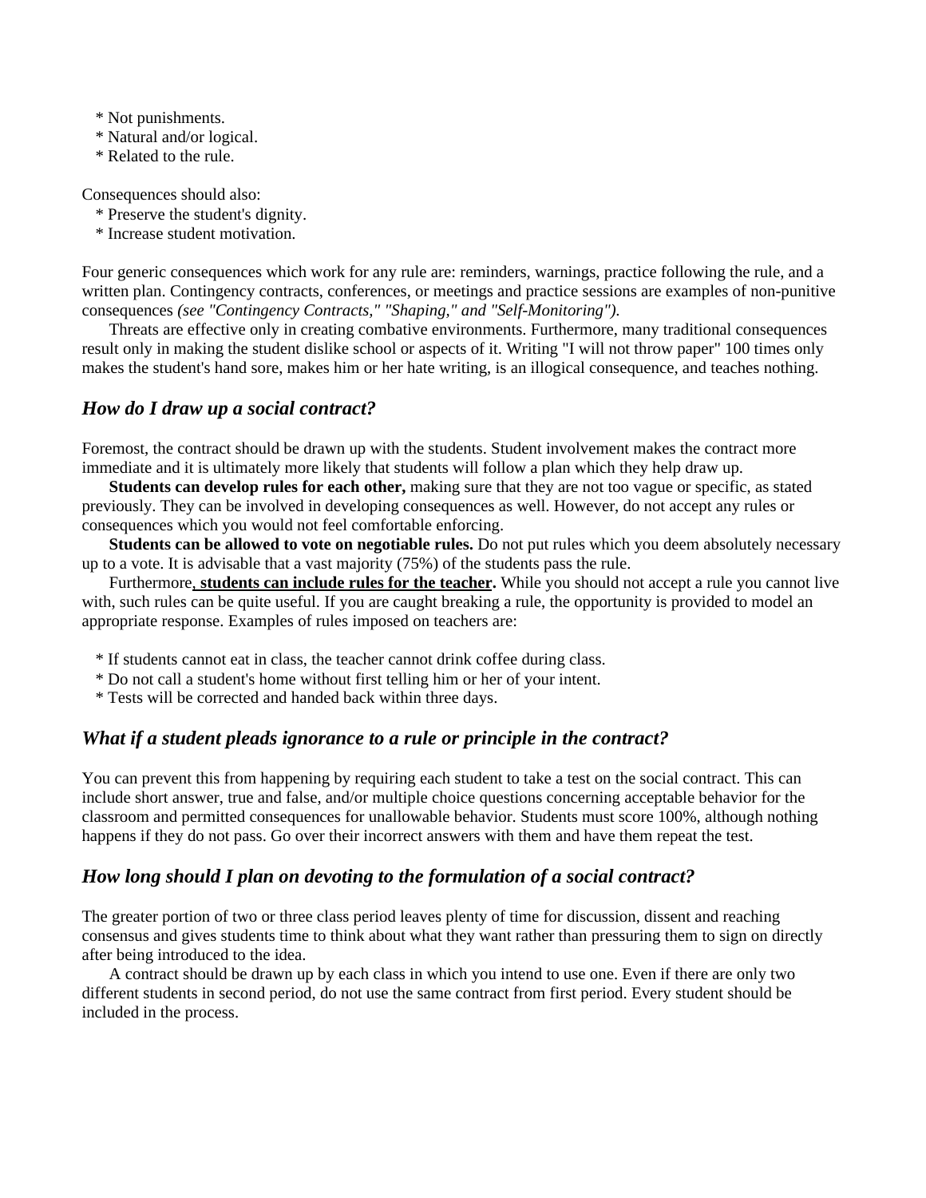* Not punishments.
* Natural and/or logical.
* Related to the rule.

Consequences should also:

* Preserve the student's dignity.
* Increase student motivation.

Four generic consequences which work for any rule are: reminders, warnings, practice following the rule, and a written plan. Contingency contracts, conferences, or meetings and practice sessions are examples of non-punitive consequences *(see "Contingency Contracts," "Shaping," and "Self-Monitoring").*

Threats are effective only in creating combative environments. Furthermore, many traditional consequences result only in making the student dislike school or aspects of it. Writing "I will not throw paper" 100 times only makes the student's hand sore, makes him or her hate writing, is an illogical consequence, and teaches nothing.

### *How do I draw up a social contract?*

Foremost, the contract should be drawn up with the students. Student involvement makes the contract more immediate and it is ultimately more likely that students will follow a plan which they help draw up.

**Students can develop rules for each other,** making sure that they are not too vague or specific, as stated previously. They can be involved in developing consequences as well. However, do not accept any rules or consequences which you would not feel comfortable enforcing.

**Students can be allowed to vote on negotiable rules.** Do not put rules which you deem absolutely necessary up to a vote. It is advisable that a vast majority (75%) of the students pass the rule.

Furthermore, **students can include rules for the teacher.** While you should not accept a rule you cannot live with, such rules can be quite useful. If you are caught breaking a rule, the opportunity is provided to model an appropriate response. Examples of rules imposed on teachers are:

* If students cannot eat in class, the teacher cannot drink coffee during class.
* Do not call a student's home without first telling him or her of your intent.
* Tests will be corrected and handed back within three days.

### *What if a student pleads ignorance to a rule or principle in the contract?*

You can prevent this from happening by requiring each student to take a test on the social contract. This can include short answer, true and false, and/or multiple choice questions concerning acceptable behavior for the classroom and permitted consequences for unallowable behavior. Students must score 100%, although nothing happens if they do not pass. Go over their incorrect answers with them and have them repeat the test.

### *How long should I plan on devoting to the formulation of a social contract?*

The greater portion of two or three class period leaves plenty of time for discussion, dissent and reaching consensus and gives students time to think about what they want rather than pressuring them to sign on directly after being introduced to the idea.

A contract should be drawn up by each class in which you intend to use one. Even if there are only two different students in second period, do not use the same contract from first period. Every student should be included in the process.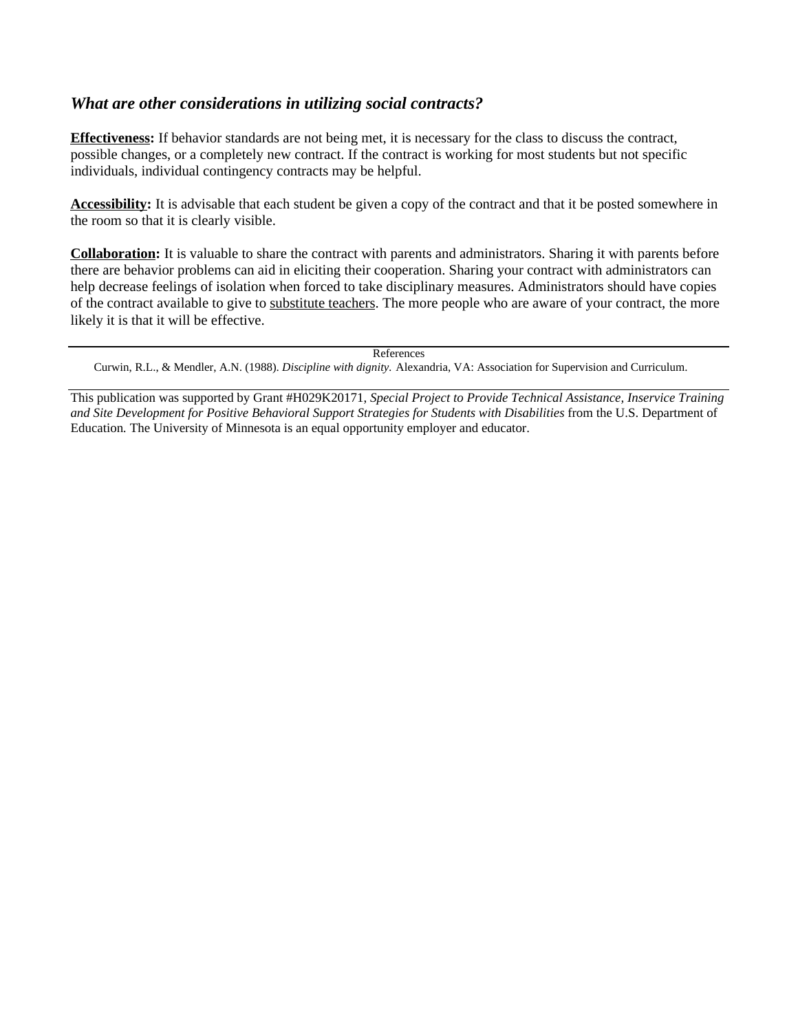### *What are other considerations in utilizing social contracts?*

**Effectiveness:** If behavior standards are not being met, it is necessary for the class to discuss the contract, possible changes, or a completely new contract. If the contract is working for most students but not specific individuals, individual contingency contracts may be helpful.

**Accessibility:** It is advisable that each student be given a copy of the contract and that it be posted somewhere in the room so that it is clearly visible.

**Collaboration:** It is valuable to share the contract with parents and administrators. Sharing it with parents before there are behavior problems can aid in eliciting their cooperation. Sharing your contract with administrators can help decrease feelings of isolation when forced to take disciplinary measures. Administrators should have copies of the contract available to give to substitute teachers. The more people who are aware of your contract, the more likely it is that it will be effective.

---

References

Curwin, R.L., & Mendler, A.N. (1988). *Discipline with dignity.* Alexandria, VA: Association for Supervision and Curriculum.

---

This publication was supported by Grant #H029K20171, *Special Project to Provide Technical Assistance, Inservice Training and Site Development for Positive Behavioral Support Strategies for Students with Disabilities* from the U.S. Department of Education. The University of Minnesota is an equal opportunity employer and educator.